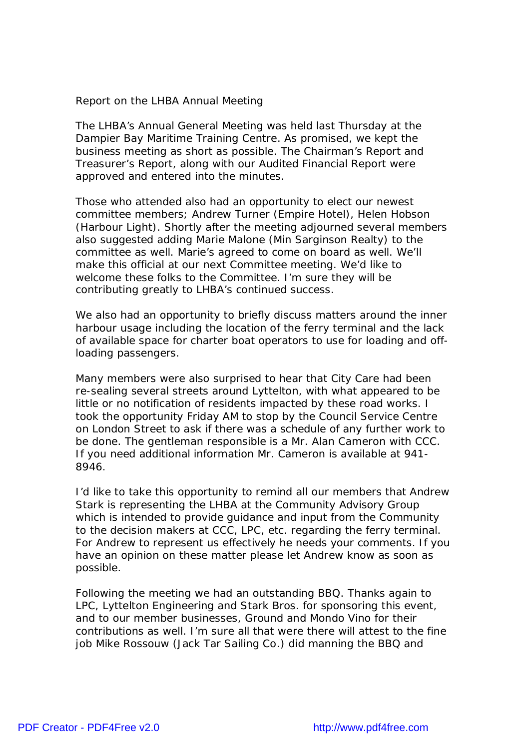Report on the LHBA Annual Meeting

The LHBA's Annual General Meeting was held last Thursday at the Dampier Bay Maritime Training Centre. As promised, we kept the business meeting as short as possible. The Chairman's Report and Treasurer's Report, along with our Audited Financial Report were approved and entered into the minutes.

Those who attended also had an opportunity to elect our newest committee members; Andrew Turner (Empire Hotel), Helen Hobson (Harbour Light). Shortly after the meeting adjourned several members also suggested adding Marie Malone (Min Sarginson Realty) to the committee as well. Marie's agreed to come on board as well. We'll make this official at our next Committee meeting. We'd like to welcome these folks to the Committee. I'm sure they will be contributing greatly to LHBA's continued success.

We also had an opportunity to briefly discuss matters around the inner harbour usage including the location of the ferry terminal and the lack of available space for charter boat operators to use for loading and off-loading passengers.

Many members were also surprised to hear that City Care had been re-sealing several streets around Lyttelton, with what appeared to be little or no notification of residents impacted by these road works. I took the opportunity Friday AM to stop by the Council Service Centre on London Street to ask if there was a schedule of any further work to be done. The gentleman responsible is a Mr. Alan Cameron with CCC. If you need additional information Mr. Cameron is available at 941-8946.

I'd like to take this opportunity to remind all our members that Andrew Stark is representing the LHBA at the Community Advisory Group which is intended to provide guidance and input from the Community to the decision makers at CCC, LPC, etc. regarding the ferry terminal. For Andrew to represent us effectively he needs your comments. If you have an opinion on these matter please let Andrew know as soon as possible.

Following the meeting we had an outstanding BBQ. Thanks again to LPC, Lyttelton Engineering and Stark Bros. for sponsoring this event, and to our member businesses, Ground and Mondo Vino for their contributions as well. I'm sure all that were there will attest to the fine job Mike Rossouw (Jack Tar Sailing Co.) did manning the BBQ and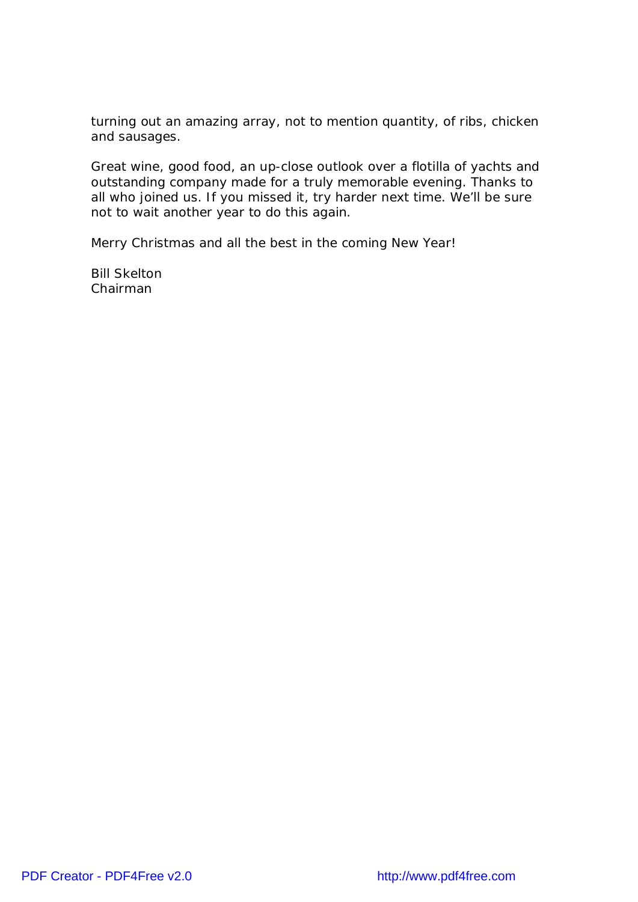turning out an amazing array, not to mention quantity, of ribs, chicken and sausages.

Great wine, good food, an up-close outlook over a flotilla of yachts and outstanding company made for a truly memorable evening. Thanks to all who joined us. If you missed it, try harder next time. We'll be sure not to wait another year to do this again.

Merry Christmas and all the best in the coming New Year!

Bill Skelton
Chairman